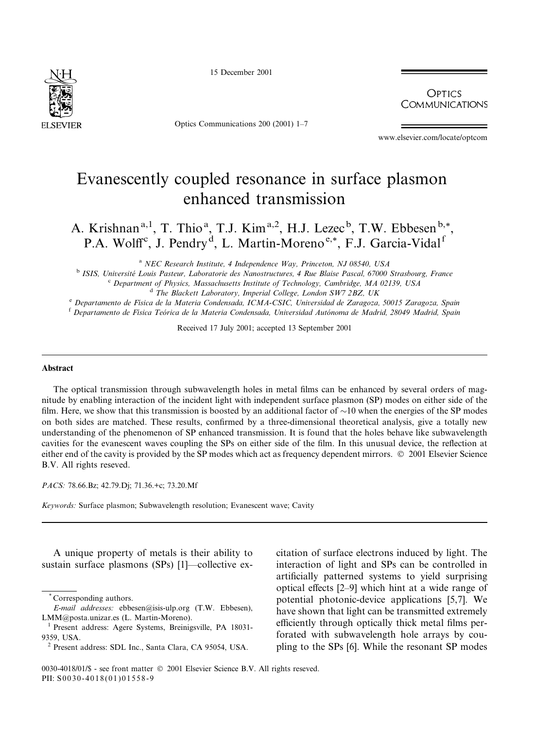# Evanescently coupled resonance in surface plasmon enhanced transmission

A. Krishnan [a,1], T. Thio [a], T.J. Kim [a,2], H.J. Lezec [b], T.W. Ebbesen [b,*], P.A. Wolff [c], J. Pendry [d], L. Martin-Moreno [e,*], F.J. Garcia-Vidal [f]

[a] NEC Research Institute, 4 Independence Way, Princeton, NJ 08540, USA

[b] ISIS, Université Louis Pasteur, Laboratorie des Nanostructures, 4 Rue Blaise Pascal, 67000 Strasbourg, France

[c] Department of Physics, Massachusetts Institute of Technology, Cambridge, MA 02139, USA

[d] The Blackett Laboratory, Imperial College, London SW7 2BZ, UK

[e] Departamento de Física de la Materia Condensada, ICMA-CSIC, Universidad de Zaragoza, 50015 Zaragoza, Spain

[f] Departamento de Física Teórica de la Materia Condensada, Universidad Autónoma de Madrid, 28049 Madrid, Spain

Received 17 July 2001; accepted 13 September 2001

## Abstract

The optical transmission through subwavelength holes in metal films can be enhanced by several orders of magnitude by enabling interaction of the incident light with independent surface plasmon (SP) modes on either side of the film. Here, we show that this transmission is boosted by an additional factor of ~10 when the energies of the SP modes on both sides are matched. These results, confirmed by a three-dimensional theoretical analysis, give a totally new understanding of the phenomenon of SP enhanced transmission. It is found that the holes behave like subwavelength cavities for the evanescent waves coupling the SPs on either side of the film. In this unusual device, the reflection at either end of the cavity is provided by the SP modes which act as frequency dependent mirrors. © 2001 Elsevier Science B.V. All rights reseved.

*PACS:* 78.66.Bz; 42.79.Dj; 71.36.+c; 73.20.Mf

*Keywords:* Surface plasmon; Subwavelength resolution; Evanescent wave; Cavity

A unique property of metals is their ability to sustain surface plasmons (SPs) [1]—collective excitation of surface electrons induced by light. The interaction of light and SPs can be controlled in artificially patterned systems to yield surprising optical effects [2–9] which hint at a wide range of potential photonic-device applications [5,7]. We have shown that light can be transmitted extremely efficiently through optically thick metal films perforated with subwavelength hole arrays by coupling to the SPs [6]. While the resonant SP modes

---

* Corresponding authors.

*E-mail addresses:* ebbesen@isis-ulp.org (T.W. Ebbesen), LMM@posta.unizar.es (L. Martin-Moreno).

[1] Present address: Agere Systems, Breinigsville, PA 18031-9359, USA.

[2] Present address: SDL Inc., Santa Clara, CA 95054, USA.

0030-4018/01/$ - see front matter © 2001 Elsevier Science B.V. All rights reseved.
PII: S0030-4018(01)01558-9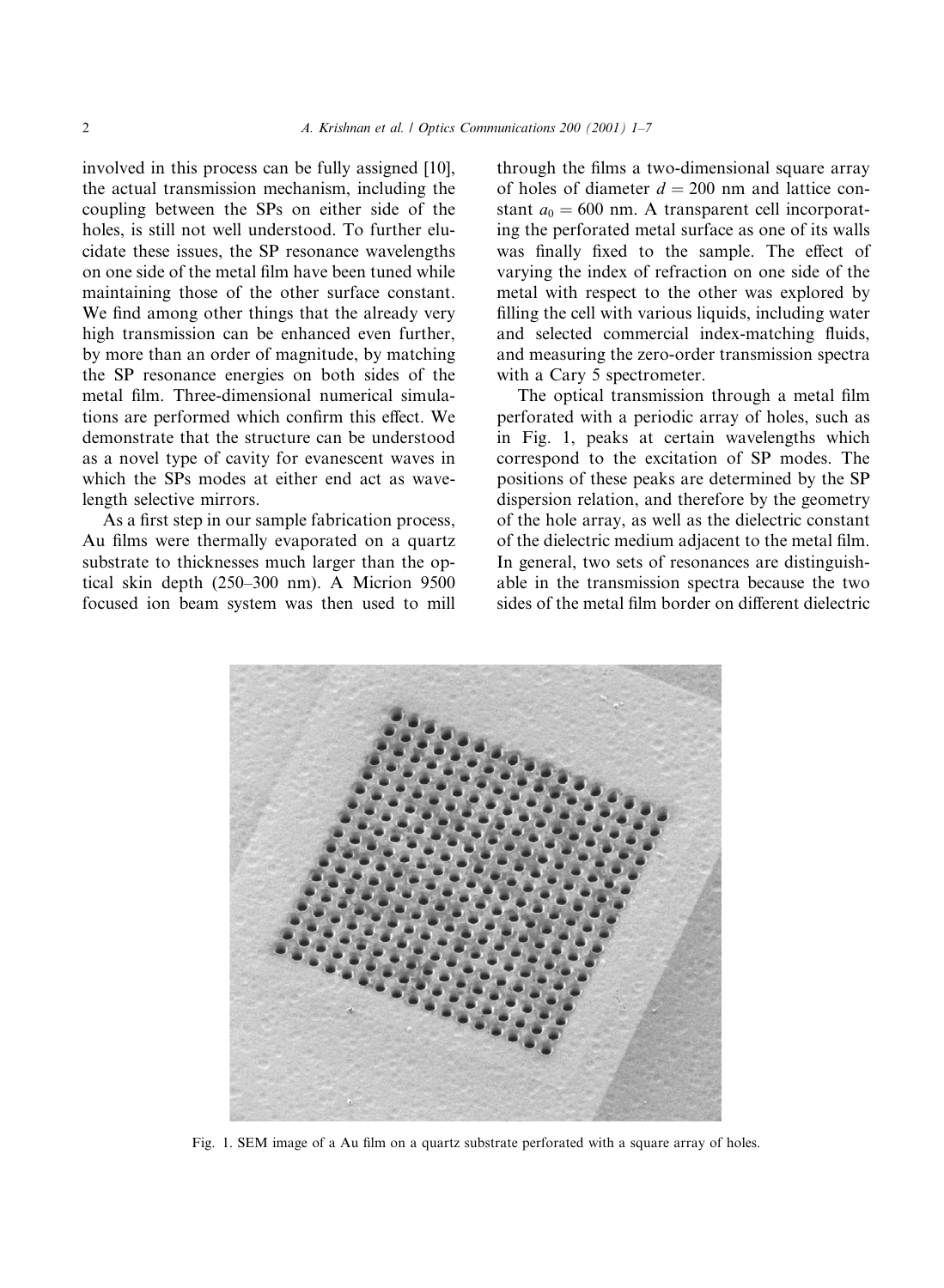involved in this process can be fully assigned [10], the actual transmission mechanism, including the coupling between the SPs on either side of the holes, is still not well understood. To further elucidate these issues, the SP resonance wavelengths on one side of the metal film have been tuned while maintaining those of the other surface constant. We find among other things that the already very high transmission can be enhanced even further, by more than an order of magnitude, by matching the SP resonance energies on both sides of the metal film. Three-dimensional numerical simulations are performed which confirm this effect. We demonstrate that the structure can be understood as a novel type of cavity for evanescent waves in which the SPs modes at either end act as wavelength selective mirrors.

As a first step in our sample fabrication process, Au films were thermally evaporated on a quartz substrate to thicknesses much larger than the optical skin depth (250–300 nm). A Micrion 9500 focused ion beam system was then used to mill through the films a two-dimensional square array of holes of diameter $d = 200$ nm and lattice constant $a_0 = 600$ nm. A transparent cell incorporating the perforated metal surface as one of its walls was finally fixed to the sample. The effect of varying the index of refraction on one side of the metal with respect to the other was explored by filling the cell with various liquids, including water and selected commercial index-matching fluids, and measuring the zero-order transmission spectra with a Cary 5 spectrometer.

The optical transmission through a metal film perforated with a periodic array of holes, such as in Fig. 1, peaks at certain wavelengths which correspond to the excitation of SP modes. The positions of these peaks are determined by the SP dispersion relation, and therefore by the geometry of the hole array, as well as the dielectric constant of the dielectric medium adjacent to the metal film. In general, two sets of resonances are distinguishable in the transmission spectra because the two sides of the metal film border on different dielectric

Fig. 1. SEM image of a Au film on a quartz substrate perforated with a square array of holes.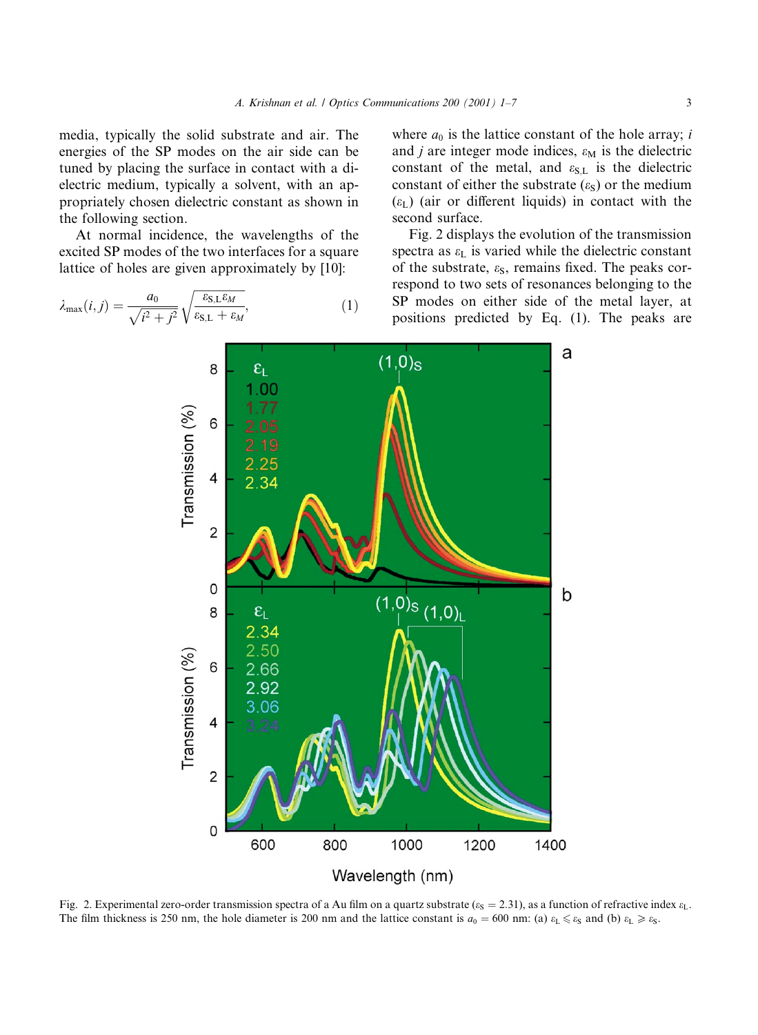media, typically the solid substrate and air. The energies of the SP modes on the air side can be tuned by placing the surface in contact with a dielectric medium, typically a solvent, with an appropriately chosen dielectric constant as shown in the following section.

At normal incidence, the wavelengths of the excited SP modes of the two interfaces for a square lattice of holes are given approximately by [10]:

$$\lambda_{\max}(i,j) = \frac{a_0}{\sqrt{i^2+j^2}}\sqrt{\frac{\varepsilon_{S,L}\varepsilon_M}{\varepsilon_{S,L}+\varepsilon_M}}, \tag{1}$$

where $a_0$ is the lattice constant of the hole array; $i$ and $j$ are integer mode indices, $\varepsilon_M$ is the dielectric constant of the metal, and $\varepsilon_{S,L}$ is the dielectric constant of either the substrate ($\varepsilon_S$) or the medium ($\varepsilon_L$) (air or different liquids) in contact with the second surface.

Fig. 2 displays the evolution of the transmission spectra as $\varepsilon_L$ is varied while the dielectric constant of the substrate, $\varepsilon_S$, remains fixed. The peaks correspond to two sets of resonances belonging to the SP modes on either side of the metal layer, at positions predicted by Eq. (1). The peaks are

Fig. 2. Experimental zero-order transmission spectra of a Au film on a quartz substrate ($\varepsilon_S = 2.31$), as a function of refractive index $\varepsilon_L$. The film thickness is 250 nm, the hole diameter is 200 nm and the lattice constant is $a_0 = 600$ nm: (a) $\varepsilon_L \leqslant \varepsilon_S$ and (b) $\varepsilon_L \geqslant \varepsilon_S$.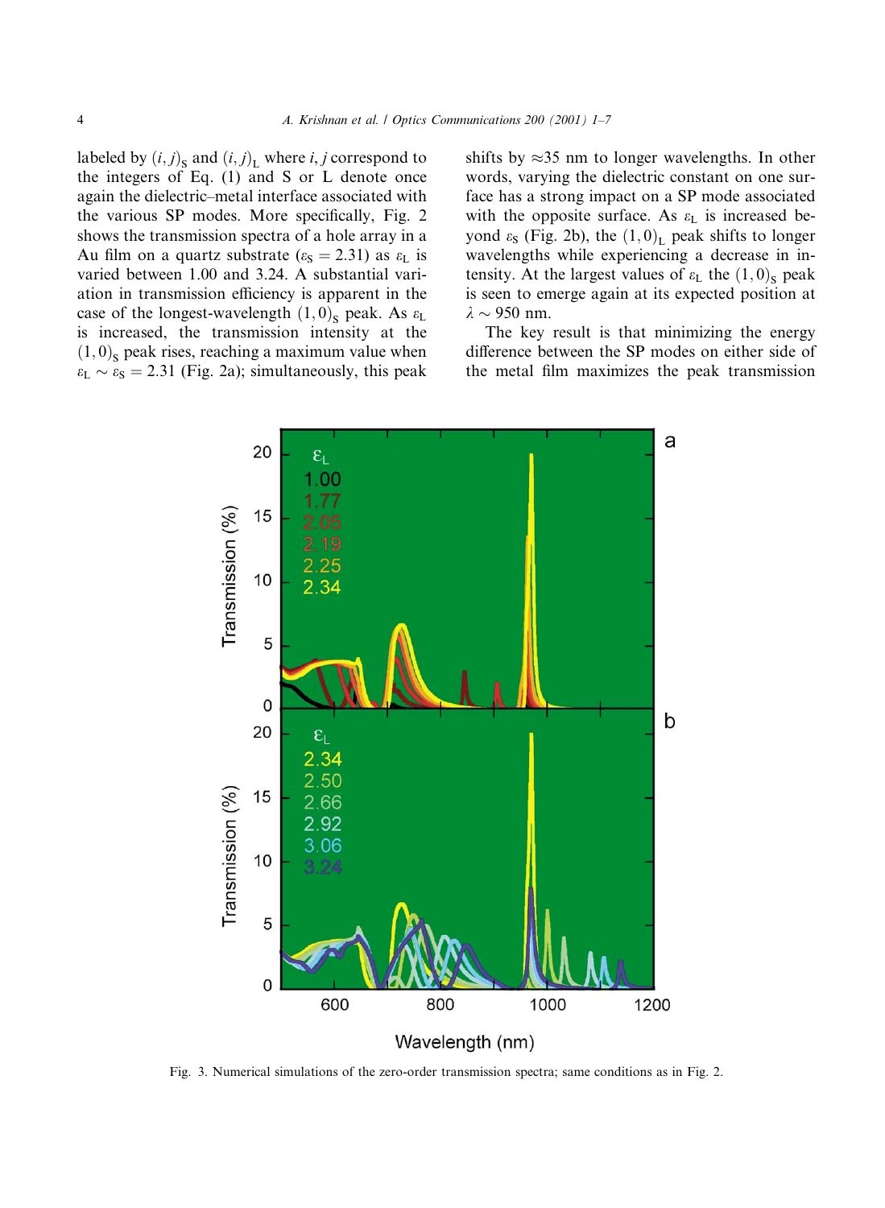labeled by $(i,j)_S$ and $(i,j)_L$ where $i,j$ correspond to the integers of Eq. (1) and S or L denote once again the dielectric–metal interface associated with the various SP modes. More specifically, Fig. 2 shows the transmission spectra of a hole array in a Au film on a quartz substrate ($\varepsilon_S = 2.31$) as $\varepsilon_L$ is varied between 1.00 and 3.24. A substantial variation in transmission efficiency is apparent in the case of the longest-wavelength $(1,0)_S$ peak. As $\varepsilon_L$ is increased, the transmission intensity at the $(1,0)_S$ peak rises, reaching a maximum value when $\varepsilon_L \sim \varepsilon_S = 2.31$ (Fig. 2a); simultaneously, this peak shifts by $\approx$35 nm to longer wavelengths. In other words, varying the dielectric constant on one surface has a strong impact on a SP mode associated with the opposite surface. As $\varepsilon_L$ is increased beyond $\varepsilon_S$ (Fig. 2b), the $(1,0)_L$ peak shifts to longer wavelengths while experiencing a decrease in intensity. At the largest values of $\varepsilon_L$ the $(1,0)_S$ peak is seen to emerge again at its expected position at $\lambda \sim 950$ nm.

The key result is that minimizing the energy difference between the SP modes on either side of the metal film maximizes the peak transmission

Fig. 3. Numerical simulations of the zero-order transmission spectra; same conditions as in Fig. 2.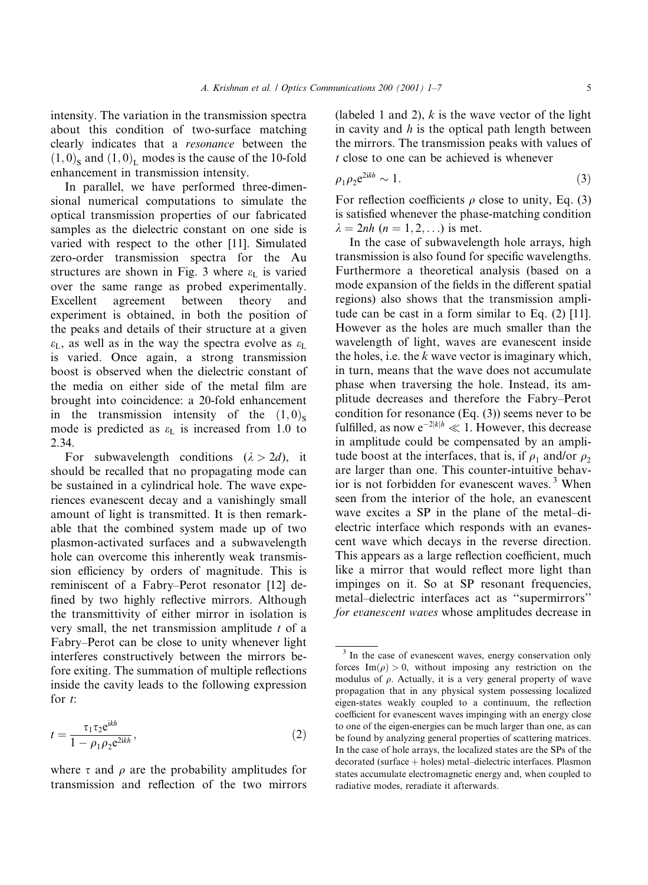intensity. The variation in the transmission spectra about this condition of two-surface matching clearly indicates that a *resonance* between the $(1,0)_S$ and $(1,0)_L$ modes is the cause of the 10-fold enhancement in transmission intensity.

In parallel, we have performed three-dimensional numerical computations to simulate the optical transmission properties of our fabricated samples as the dielectric constant on one side is varied with respect to the other [11]. Simulated zero-order transmission spectra for the Au structures are shown in Fig. 3 where $\varepsilon_L$ is varied over the same range as probed experimentally. Excellent agreement between theory and experiment is obtained, in both the position of the peaks and details of their structure at a given $\varepsilon_L$, as well as in the way the spectra evolve as $\varepsilon_L$ is varied. Once again, a strong transmission boost is observed when the dielectric constant of the media on either side of the metal film are brought into coincidence: a 20-fold enhancement in the transmission intensity of the $(1,0)_S$ mode is predicted as $\varepsilon_L$ is increased from 1.0 to 2.34.

For subwavelength conditions ($\lambda > 2d$), it should be recalled that no propagating mode can be sustained in a cylindrical hole. The wave experiences evanescent decay and a vanishingly small amount of light is transmitted. It is then remarkable that the combined system made up of two plasmon-activated surfaces and a subwavelength hole can overcome this inherently weak transmission efficiency by orders of magnitude. This is reminiscent of a Fabry–Perot resonator [12] defined by two highly reflective mirrors. Although the transmittivity of either mirror in isolation is very small, the net transmission amplitude $t$ of a Fabry–Perot can be close to unity whenever light interferes constructively between the mirrors before exiting. The summation of multiple reflections inside the cavity leads to the following expression for $t$:

$$t = \frac{\tau_1 \tau_2 e^{ikh}}{1 - \rho_1 \rho_2 e^{2ikh}}, \tag{2}$$

where $\tau$ and $\rho$ are the probability amplitudes for transmission and reflection of the two mirrors (labeled 1 and 2), $k$ is the wave vector of the light in cavity and $h$ is the optical path length between the mirrors. The transmission peaks with values of $t$ close to one can be achieved is whenever

$$\rho_1 \rho_2 e^{2ikh} \sim 1. \tag{3}$$

For reflection coefficients $\rho$ close to unity, Eq. (3) is satisfied whenever the phase-matching condition $\lambda = 2nh$ $(n = 1, 2, \ldots)$ is met.

In the case of subwavelength hole arrays, high transmission is also found for specific wavelengths. Furthermore a theoretical analysis (based on a mode expansion of the fields in the different spatial regions) also shows that the transmission amplitude can be cast in a form similar to Eq. (2) [11]. However as the holes are much smaller than the wavelength of light, waves are evanescent inside the holes, i.e. the $k$ wave vector is imaginary which, in turn, means that the wave does not accumulate phase when traversing the hole. Instead, its amplitude decreases and therefore the Fabry–Perot condition for resonance (Eq. (3)) seems never to be fulfilled, as now $e^{-2|k|h} \ll 1$. However, this decrease in amplitude could be compensated by an amplitude boost at the interfaces, that is, if $\rho_1$ and/or $\rho_2$ are larger than one. This counter-intuitive behavior is not forbidden for evanescent waves. [3] When seen from the interior of the hole, an evanescent wave excites a SP in the plane of the metal–dielectric interface which responds with an evanescent wave which decays in the reverse direction. This appears as a large reflection coefficient, much like a mirror that would reflect more light than impinges on it. So at SP resonant frequencies, metal–dielectric interfaces act as "supermirrors" *for evanescent waves* whose amplitudes decrease in

---

[3] In the case of evanescent waves, energy conservation only forces $\mathrm{Im}(\rho) > 0$, without imposing any restriction on the modulus of $\rho$. Actually, it is a very general property of wave propagation that in any physical system possessing localized eigen-states weakly coupled to a continuum, the reflection coefficient for evanescent waves impinging with an energy close to one of the eigen-energies can be much larger than one, as can be found by analyzing general properties of scattering matrices. In the case of hole arrays, the localized states are the SPs of the decorated (surface + holes) metal–dielectric interfaces. Plasmon states accumulate electromagnetic energy and, when coupled to radiative modes, reradiate it afterwards.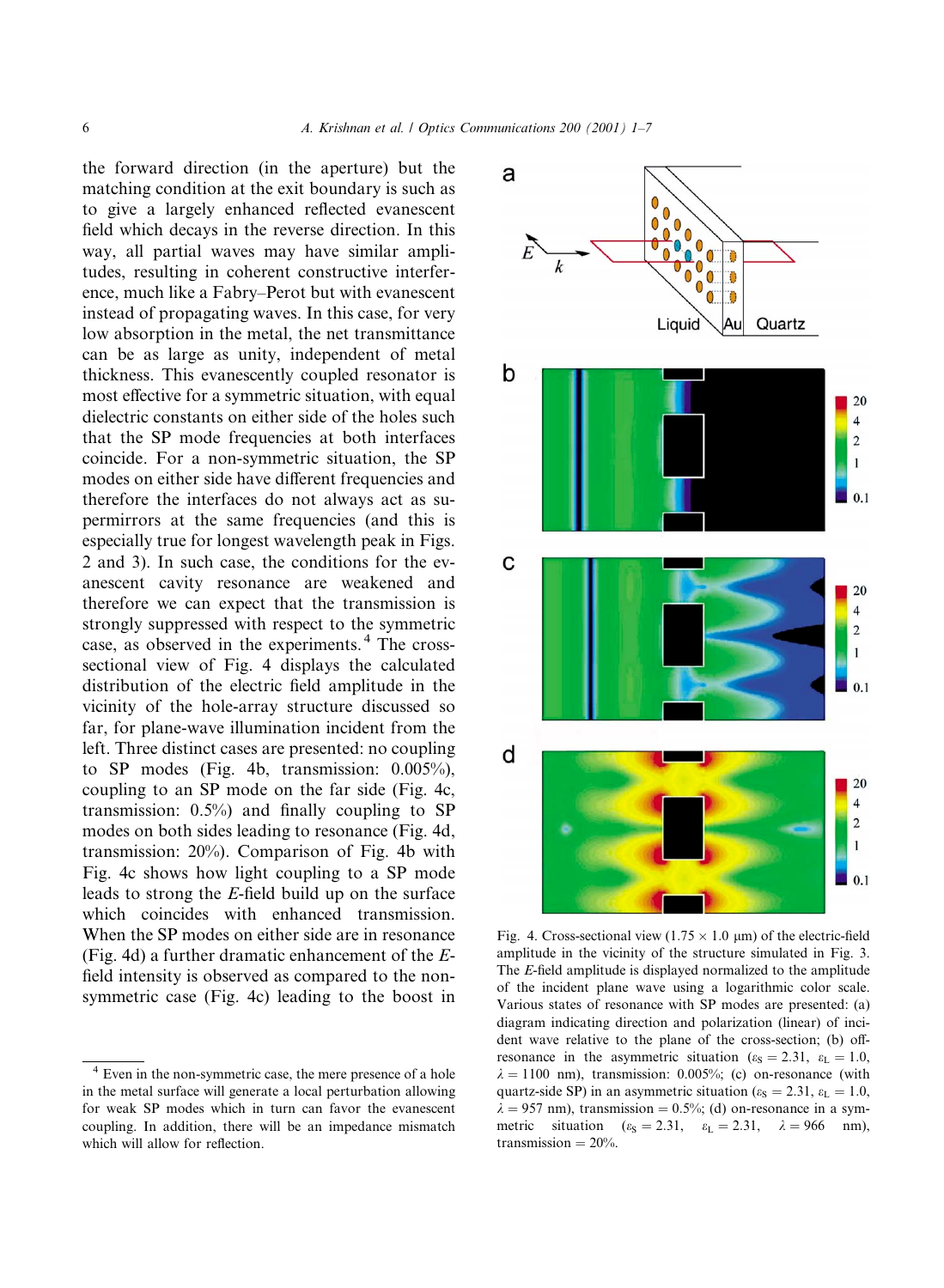the forward direction (in the aperture) but the matching condition at the exit boundary is such as to give a largely enhanced reflected evanescent field which decays in the reverse direction. In this way, all partial waves may have similar amplitudes, resulting in coherent constructive interference, much like a Fabry–Perot but with evanescent instead of propagating waves. In this case, for very low absorption in the metal, the net transmittance can be as large as unity, independent of metal thickness. This evanescently coupled resonator is most effective for a symmetric situation, with equal dielectric constants on either side of the holes such that the SP mode frequencies at both interfaces coincide. For a non-symmetric situation, the SP modes on either side have different frequencies and therefore the interfaces do not always act as supermirrors at the same frequencies (and this is especially true for longest wavelength peak in Figs. 2 and 3). In such case, the conditions for the evanescent cavity resonance are weakened and therefore we can expect that the transmission is strongly suppressed with respect to the symmetric case, as observed in the experiments.[4] The cross-sectional view of Fig. 4 displays the calculated distribution of the electric field amplitude in the vicinity of the hole-array structure discussed so far, for plane-wave illumination incident from the left. Three distinct cases are presented: no coupling to SP modes (Fig. 4b, transmission: 0.005%), coupling to an SP mode on the far side (Fig. 4c, transmission: 0.5%) and finally coupling to SP modes on both sides leading to resonance (Fig. 4d, transmission: 20%). Comparison of Fig. 4b with Fig. 4c shows how light coupling to a SP mode leads to strong the *E*-field build up on the surface which coincides with enhanced transmission. When the SP modes on either side are in resonance (Fig. 4d) a further dramatic enhancement of the *E*-field intensity is observed as compared to the non-symmetric case (Fig. 4c) leading to the boost in

Fig. 4. Cross-sectional view (1.75 × 1.0 μm) of the electric-field amplitude in the vicinity of the structure simulated in Fig. 3. The *E*-field amplitude is displayed normalized to the amplitude of the incident plane wave using a logarithmic color scale. Various states of resonance with SP modes are presented: (a) diagram indicating direction and polarization (linear) of incident wave relative to the plane of the cross-section; (b) off-resonance in the asymmetric situation ($\varepsilon_S = 2.31$, $\varepsilon_L = 1.0$, $\lambda = 1100$ nm), transmission: 0.005%; (c) on-resonance (with quartz-side SP) in an asymmetric situation ($\varepsilon_S = 2.31$, $\varepsilon_L = 1.0$, $\lambda = 957$ nm), transmission = 0.5%; (d) on-resonance in a symmetric situation ($\varepsilon_S = 2.31$, $\varepsilon_L = 2.31$, $\lambda = 966$ nm), transmission = 20%.

[4] Even in the non-symmetric case, the mere presence of a hole in the metal surface will generate a local perturbation allowing for weak SP modes which in turn can favor the evanescent coupling. In addition, there will be an impedance mismatch which will allow for reflection.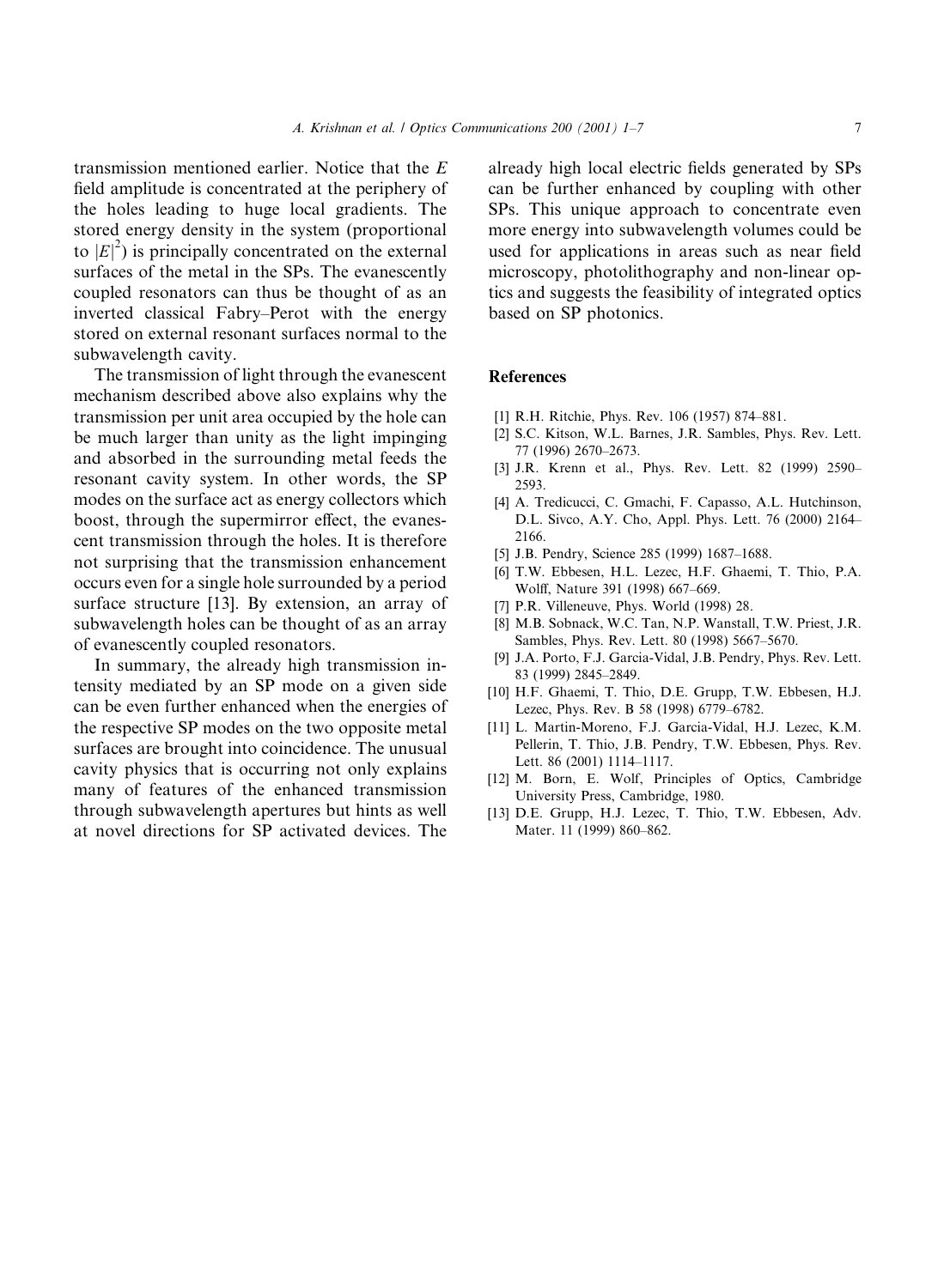transmission mentioned earlier. Notice that the $E$ field amplitude is concentrated at the periphery of the holes leading to huge local gradients. The stored energy density in the system (proportional to $|E|^2$) is principally concentrated on the external surfaces of the metal in the SPs. The evanescently coupled resonators can thus be thought of as an inverted classical Fabry–Perot with the energy stored on external resonant surfaces normal to the subwavelength cavity.

The transmission of light through the evanescent mechanism described above also explains why the transmission per unit area occupied by the hole can be much larger than unity as the light impinging and absorbed in the surrounding metal feeds the resonant cavity system. In other words, the SP modes on the surface act as energy collectors which boost, through the supermirror effect, the evanescent transmission through the holes. It is therefore not surprising that the transmission enhancement occurs even for a single hole surrounded by a period surface structure [13]. By extension, an array of subwavelength holes can be thought of as an array of evanescently coupled resonators.

In summary, the already high transmission intensity mediated by an SP mode on a given side can be even further enhanced when the energies of the respective SP modes on the two opposite metal surfaces are brought into coincidence. The unusual cavity physics that is occurring not only explains many of features of the enhanced transmission through subwavelength apertures but hints as well at novel directions for SP activated devices. The already high local electric fields generated by SPs can be further enhanced by coupling with other SPs. This unique approach to concentrate even more energy into subwavelength volumes could be used for applications in areas such as near field microscopy, photolithography and non-linear optics and suggests the feasibility of integrated optics based on SP photonics.

## References

[1] R.H. Ritchie, Phys. Rev. 106 (1957) 874–881.

[2] S.C. Kitson, W.L. Barnes, J.R. Sambles, Phys. Rev. Lett. 77 (1996) 2670–2673.

[3] J.R. Krenn et al., Phys. Rev. Lett. 82 (1999) 2590–2593.

[4] A. Tredicucci, C. Gmachi, F. Capasso, A.L. Hutchinson, D.L. Sivco, A.Y. Cho, Appl. Phys. Lett. 76 (2000) 2164–2166.

[5] J.B. Pendry, Science 285 (1999) 1687–1688.

[6] T.W. Ebbesen, H.L. Lezec, H.F. Ghaemi, T. Thio, P.A. Wolff, Nature 391 (1998) 667–669.

[7] P.R. Villeneuve, Phys. World (1998) 28.

[8] M.B. Sobnack, W.C. Tan, N.P. Wanstall, T.W. Priest, J.R. Sambles, Phys. Rev. Lett. 80 (1998) 5667–5670.

[9] J.A. Porto, F.J. Garcia-Vidal, J.B. Pendry, Phys. Rev. Lett. 83 (1999) 2845–2849.

[10] H.F. Ghaemi, T. Thio, D.E. Grupp, T.W. Ebbesen, H.J. Lezec, Phys. Rev. B 58 (1998) 6779–6782.

[11] L. Martin-Moreno, F.J. Garcia-Vidal, H.J. Lezec, K.M. Pellerin, T. Thio, J.B. Pendry, T.W. Ebbesen, Phys. Rev. Lett. 86 (2001) 1114–1117.

[12] M. Born, E. Wolf, Principles of Optics, Cambridge University Press, Cambridge, 1980.

[13] D.E. Grupp, H.J. Lezec, T. Thio, T.W. Ebbesen, Adv. Mater. 11 (1999) 860–862.